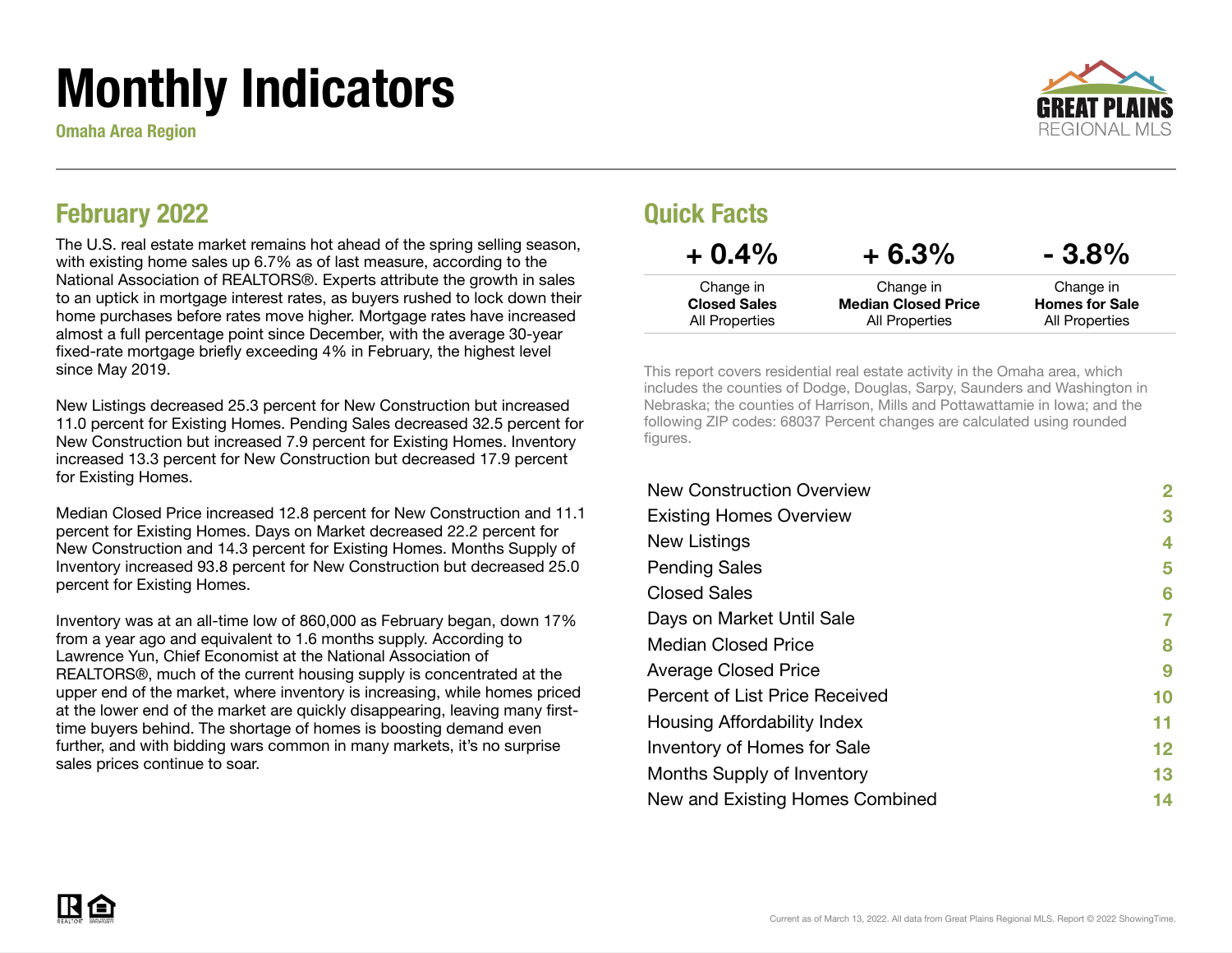# Monthly Indicators

**Omaha Area Region**

## February 2022

The U.S. real estate market remains hot ahead of the spring selling season, with existing home sales up 6.7% as of last measure, according to the National Association of REALTORS®. Experts attribute the growth in sales to an uptick in mortgage interest rates, as buyers rushed to lock down their home purchases before rates move higher. Mortgage rates have increased almost a full percentage point since December, with the average 30-year fixed-rate mortgage briefly exceeding 4% in February, the highest level since May 2019.

New Listings decreased 25.3 percent for New Construction but increased 11.0 percent for Existing Homes. Pending Sales decreased 32.5 percent for New Construction but increased 7.9 percent for Existing Homes. Inventory increased 13.3 percent for New Construction but decreased 17.9 percent for Existing Homes.

Median Closed Price increased 12.8 percent for New Construction and 11.1 percent for Existing Homes. Days on Market decreased 22.2 percent for New Construction and 14.3 percent for Existing Homes. Months Supply of Inventory increased 93.8 percent for New Construction but decreased 25.0 percent for Existing Homes.

Inventory was at an all-time low of 860,000 as February began, down 17% from a year ago and equivalent to 1.6 months supply. According to Lawrence Yun, Chief Economist at the National Association of REALTORS®, much of the current housing supply is concentrated at the upper end of the market, where inventory is increasing, while homes priced at the lower end of the market are quickly disappearing, leaving many first-time buyers behind. The shortage of homes is boosting demand even further, and with bidding wars common in many markets, it's no surprise sales prices continue to soar.

## Quick Facts

| + 0.4% | + 6.3% | - 3.8% |
|---|---|---|
| Change in **Closed Sales** All Properties | Change in **Median Closed Price** All Properties | Change in **Homes for Sale** All Properties |

This report covers residential real estate activity in the Omaha area, which includes the counties of Dodge, Douglas, Sarpy, Saunders and Washington in Nebraska; the counties of Harrison, Mills and Pottawattamie in Iowa; and the following ZIP codes: 68037 Percent changes are calculated using rounded figures.

| | |
|---|---|
| New Construction Overview | 2 |
| Existing Homes Overview | 3 |
| New Listings | 4 |
| Pending Sales | 5 |
| Closed Sales | 6 |
| Days on Market Until Sale | 7 |
| Median Closed Price | 8 |
| Average Closed Price | 9 |
| Percent of List Price Received | 10 |
| Housing Affordability Index | 11 |
| Inventory of Homes for Sale | 12 |
| Months Supply of Inventory | 13 |
| New and Existing Homes Combined | 14 |

Current as of March 13, 2022. All data from Great Plains Regional MLS. Report © 2022 ShowingTime.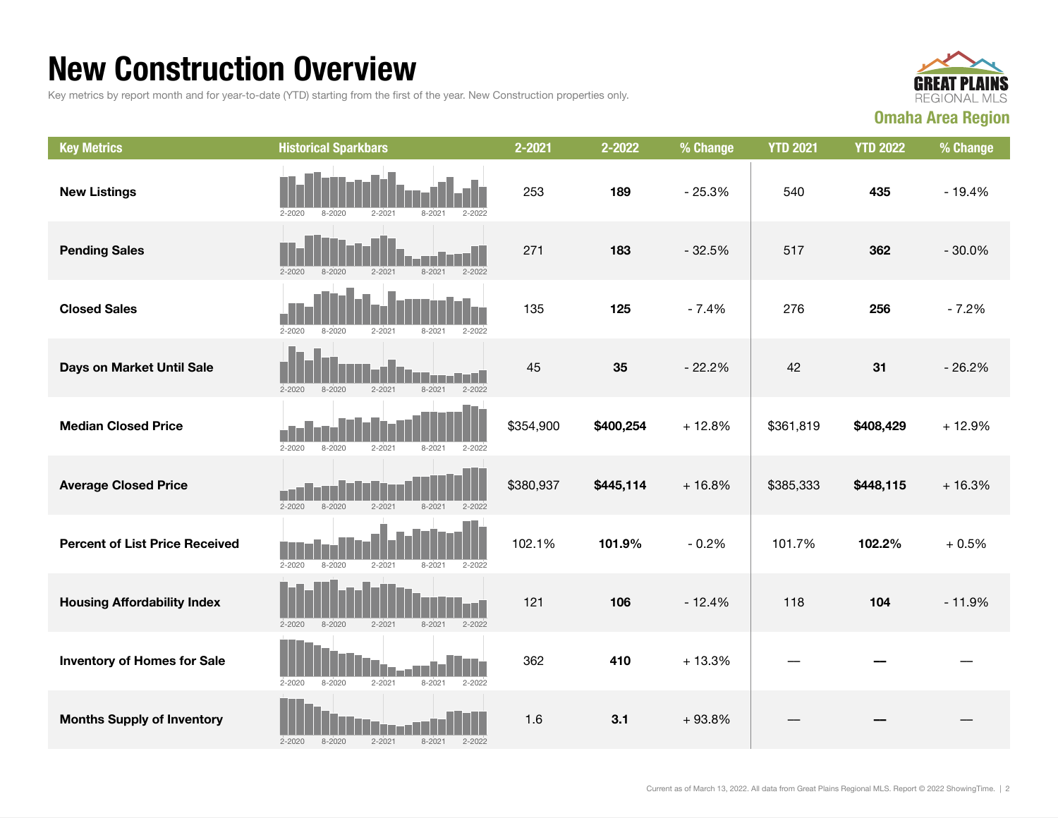# New Construction Overview

Key metrics by report month and for year-to-date (YTD) starting from the first of the year. New Construction properties only.

Omaha Area Region

| Key Metrics | Historical Sparkbars | 2-2021 | 2-2022 | % Change | YTD 2021 | YTD 2022 | % Change |
|---|---|---|---|---|---|---|---|
| New Listings | 2-2020 8-2020 2-2021 8-2021 2-2022 | 253 | **189** | - 25.3% | 540 | **435** | - 19.4% |
| Pending Sales | 2-2020 8-2020 2-2021 8-2021 2-2022 | 271 | **183** | - 32.5% | 517 | **362** | - 30.0% |
| Closed Sales | 2-2020 8-2020 2-2021 8-2021 2-2022 | 135 | **125** | - 7.4% | 276 | **256** | - 7.2% |
| Days on Market Until Sale | 2-2020 8-2020 2-2021 8-2021 2-2022 | 45 | **35** | - 22.2% | 42 | **31** | - 26.2% |
| Median Closed Price | 2-2020 8-2020 2-2021 8-2021 2-2022 | $354,900 | **$400,254** | + 12.8% | $361,819 | **$408,429** | + 12.9% |
| Average Closed Price | 2-2020 8-2020 2-2021 8-2021 2-2022 | $380,937 | **$445,114** | + 16.8% | $385,333 | **$448,115** | + 16.3% |
| Percent of List Price Received | 2-2020 8-2020 2-2021 8-2021 2-2022 | 102.1% | **101.9%** | - 0.2% | 101.7% | **102.2%** | + 0.5% |
| Housing Affordability Index | 2-2020 8-2020 2-2021 8-2021 2-2022 | 121 | **106** | - 12.4% | 118 | **104** | - 11.9% |
| Inventory of Homes for Sale | 2-2020 8-2020 2-2021 8-2021 2-2022 | 362 | **410** | + 13.3% | — | **—** | — |
| Months Supply of Inventory | 2-2020 8-2020 2-2021 8-2021 2-2022 | 1.6 | **3.1** | + 93.8% | — | **—** | — |

Current as of March 13, 2022. All data from Great Plains Regional MLS. Report © 2022 ShowingTime.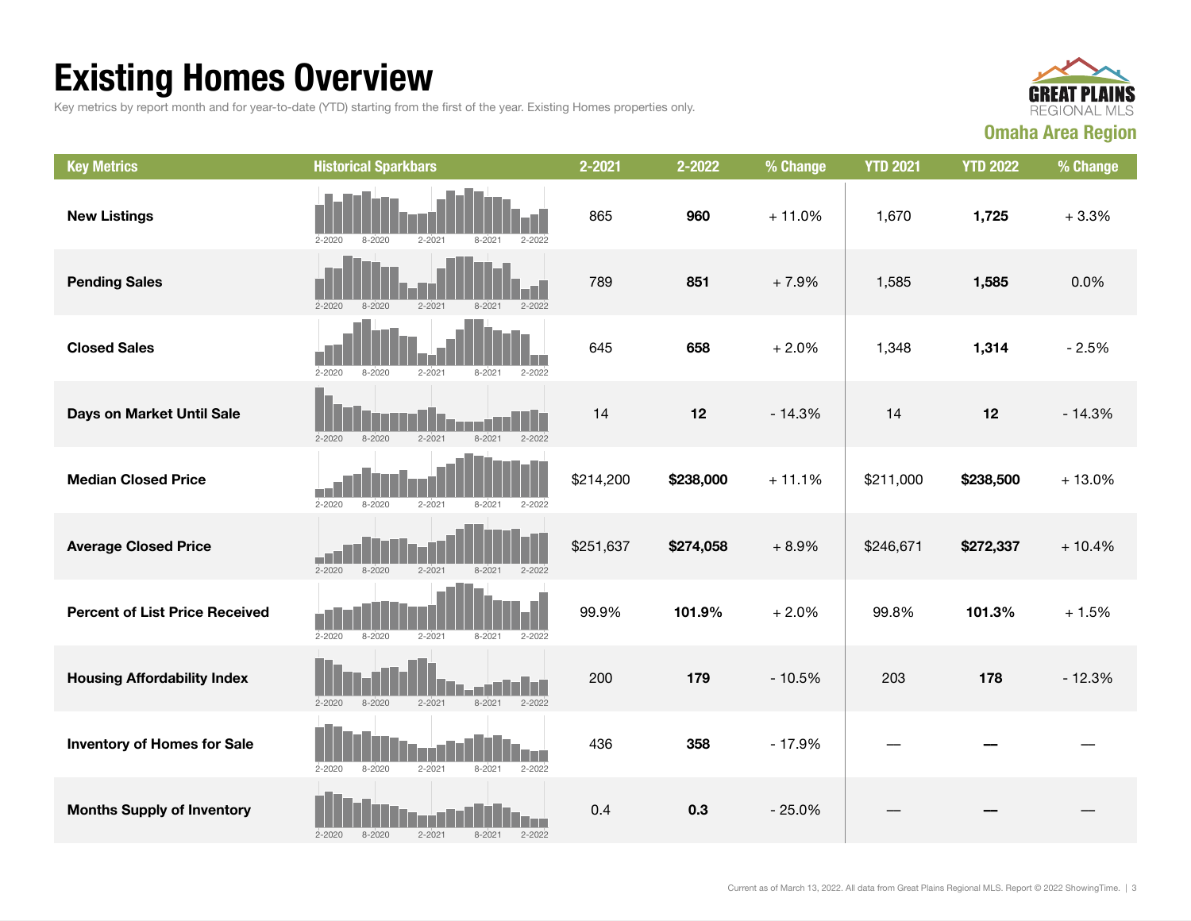# Existing Homes Overview

Key metrics by report month and for year-to-date (YTD) starting from the first of the year. Existing Homes properties only.

GREAT PLAINS REGIONAL MLS

**Omaha Area Region**

| Key Metrics | Historical Sparkbars | 2-2021 | 2-2022 | % Change | YTD 2021 | YTD 2022 | % Change |
|---|---|---|---|---|---|---|---|
| **New Listings** | 2-2020 8-2020 2-2021 8-2021 2-2022 | 865 | **960** | + 11.0% | 1,670 | **1,725** | + 3.3% |
| **Pending Sales** | 2-2020 8-2020 2-2021 8-2021 2-2022 | 789 | **851** | + 7.9% | 1,585 | **1,585** | 0.0% |
| **Closed Sales** | 2-2020 8-2020 2-2021 8-2021 2-2022 | 645 | **658** | + 2.0% | 1,348 | **1,314** | - 2.5% |
| **Days on Market Until Sale** | 2-2020 8-2020 2-2021 8-2021 2-2022 | 14 | **12** | - 14.3% | 14 | **12** | - 14.3% |
| **Median Closed Price** | 2-2020 8-2020 2-2021 8-2021 2-2022 | $214,200 | **$238,000** | + 11.1% | $211,000 | **$238,500** | + 13.0% |
| **Average Closed Price** | 2-2020 8-2020 2-2021 8-2021 2-2022 | $251,637 | **$274,058** | + 8.9% | $246,671 | **$272,337** | + 10.4% |
| **Percent of List Price Received** | 2-2020 8-2020 2-2021 8-2021 2-2022 | 99.9% | **101.9%** | + 2.0% | 99.8% | **101.3%** | + 1.5% |
| **Housing Affordability Index** | 2-2020 8-2020 2-2021 8-2021 2-2022 | 200 | **179** | - 10.5% | 203 | **178** | - 12.3% |
| **Inventory of Homes for Sale** | 2-2020 8-2020 2-2021 8-2021 2-2022 | 436 | **358** | - 17.9% | — | **—** | — |
| **Months Supply of Inventory** | 2-2020 8-2020 2-2021 8-2021 2-2022 | 0.4 | **0.3** | - 25.0% | — | **—** | — |

Current as of March 13, 2022. All data from Great Plains Regional MLS. Report © 2022 ShowingTime.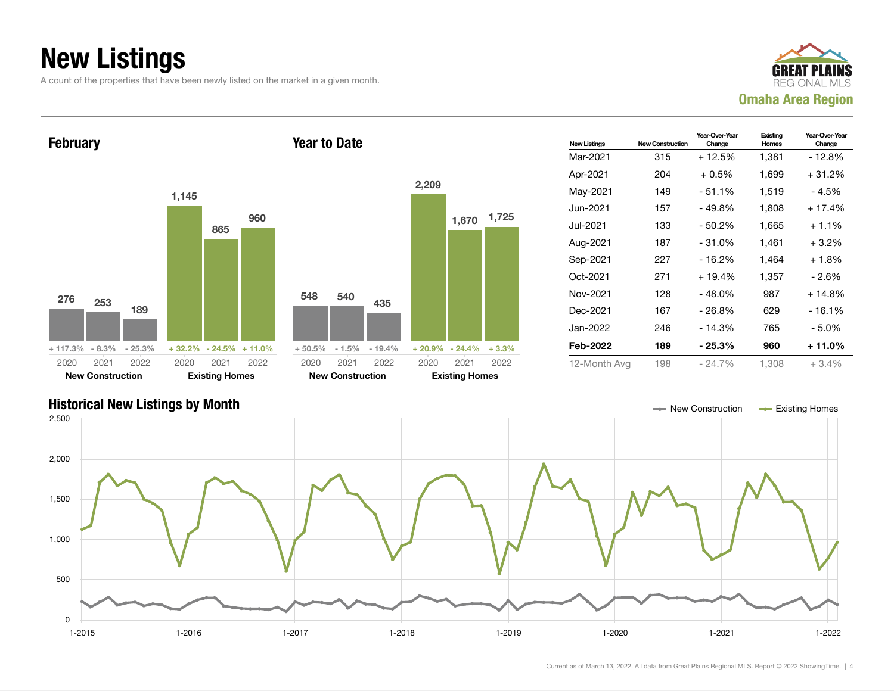# New Listings

A count of the properties that have been newly listed on the market in a given month.

GREAT PLAINS REGIONAL MLS
Omaha Area Region

## February

| | 2020 | 2021 | 2022 |
|---|---|---|---|
| New Construction | 276 | 253 | 189 |
| Change | + 117.3% | - 8.3% | - 25.3% |
| Existing Homes | 1,145 | 865 | 960 |
| Change | + 32.2% | - 24.5% | + 11.0% |

## Year to Date

| | 2020 | 2021 | 2022 |
|---|---|---|---|
| New Construction | 548 | 540 | 435 |
| Change | + 50.5% | - 1.5% | - 19.4% |
| Existing Homes | 2,209 | 1,670 | 1,725 |
| Change | + 20.9% | - 24.4% | + 3.3% |

| New Listings | New Construction | Year-Over-Year Change | Existing Homes | Year-Over-Year Change |
|---|---|---|---|---|
| Mar-2021 | 315 | + 12.5% | 1,381 | - 12.8% |
| Apr-2021 | 204 | + 0.5% | 1,699 | + 31.2% |
| May-2021 | 149 | - 51.1% | 1,519 | - 4.5% |
| Jun-2021 | 157 | - 49.8% | 1,808 | + 17.4% |
| Jul-2021 | 133 | - 50.2% | 1,665 | + 1.1% |
| Aug-2021 | 187 | - 31.0% | 1,461 | + 3.2% |
| Sep-2021 | 227 | - 16.2% | 1,464 | + 1.8% |
| Oct-2021 | 271 | + 19.4% | 1,357 | - 2.6% |
| Nov-2021 | 128 | - 48.0% | 987 | + 14.8% |
| Dec-2021 | 167 | - 26.8% | 629 | - 16.1% |
| Jan-2022 | 246 | - 14.3% | 765 | - 5.0% |
| **Feb-2022** | **189** | **- 25.3%** | **960** | **+ 11.0%** |
| 12-Month Avg | 198 | - 24.7% | 1,308 | + 3.4% |

## Historical New Listings by Month

New Construction — Existing Homes

Current as of March 13, 2022. All data from Great Plains Regional MLS. Report © 2022 ShowingTime.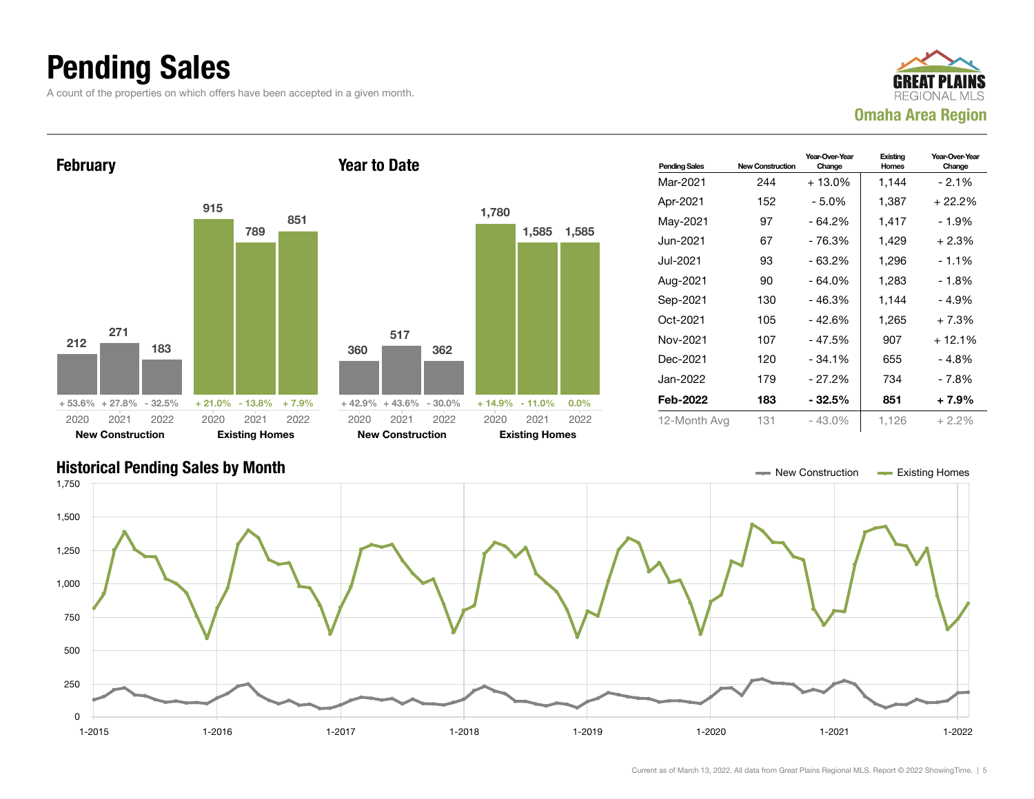# Pending Sales

A count of the properties on which offers have been accepted in a given month.

**Omaha Area Region**

## February

| | 2020 | 2021 | 2022 |
|---|---|---|---|
| New Construction | 212 | 271 | 183 |
| Change | + 53.6% | + 27.8% | - 32.5% |
| Existing Homes | 915 | 789 | 851 |
| Change | + 21.0% | - 13.8% | + 7.9% |

## Year to Date

| | 2020 | 2021 | 2022 |
|---|---|---|---|
| New Construction | 360 | 517 | 362 |
| Change | + 42.9% | + 43.6% | - 30.0% |
| Existing Homes | 1,780 | 1,585 | 1,585 |
| Change | + 14.9% | - 11.0% | 0.0% |

| Pending Sales | New Construction | Year-Over-Year Change | Existing Homes | Year-Over-Year Change |
|---|---|---|---|---|
| Mar-2021 | 244 | + 13.0% | 1,144 | - 2.1% |
| Apr-2021 | 152 | - 5.0% | 1,387 | + 22.2% |
| May-2021 | 97 | - 64.2% | 1,417 | - 1.9% |
| Jun-2021 | 67 | - 76.3% | 1,429 | + 2.3% |
| Jul-2021 | 93 | - 63.2% | 1,296 | - 1.1% |
| Aug-2021 | 90 | - 64.0% | 1,283 | - 1.8% |
| Sep-2021 | 130 | - 46.3% | 1,144 | - 4.9% |
| Oct-2021 | 105 | - 42.6% | 1,265 | + 7.3% |
| Nov-2021 | 107 | - 47.5% | 907 | + 12.1% |
| Dec-2021 | 120 | - 34.1% | 655 | - 4.8% |
| Jan-2022 | 179 | - 27.2% | 734 | - 7.8% |
| **Feb-2022** | **183** | **- 32.5%** | **851** | **+ 7.9%** |
| 12-Month Avg | 131 | - 43.0% | 1,126 | + 2.2% |

## Historical Pending Sales by Month

New Construction — Existing Homes

Current as of March 13, 2022. All data from Great Plains Regional MLS. Report © 2022 ShowingTime.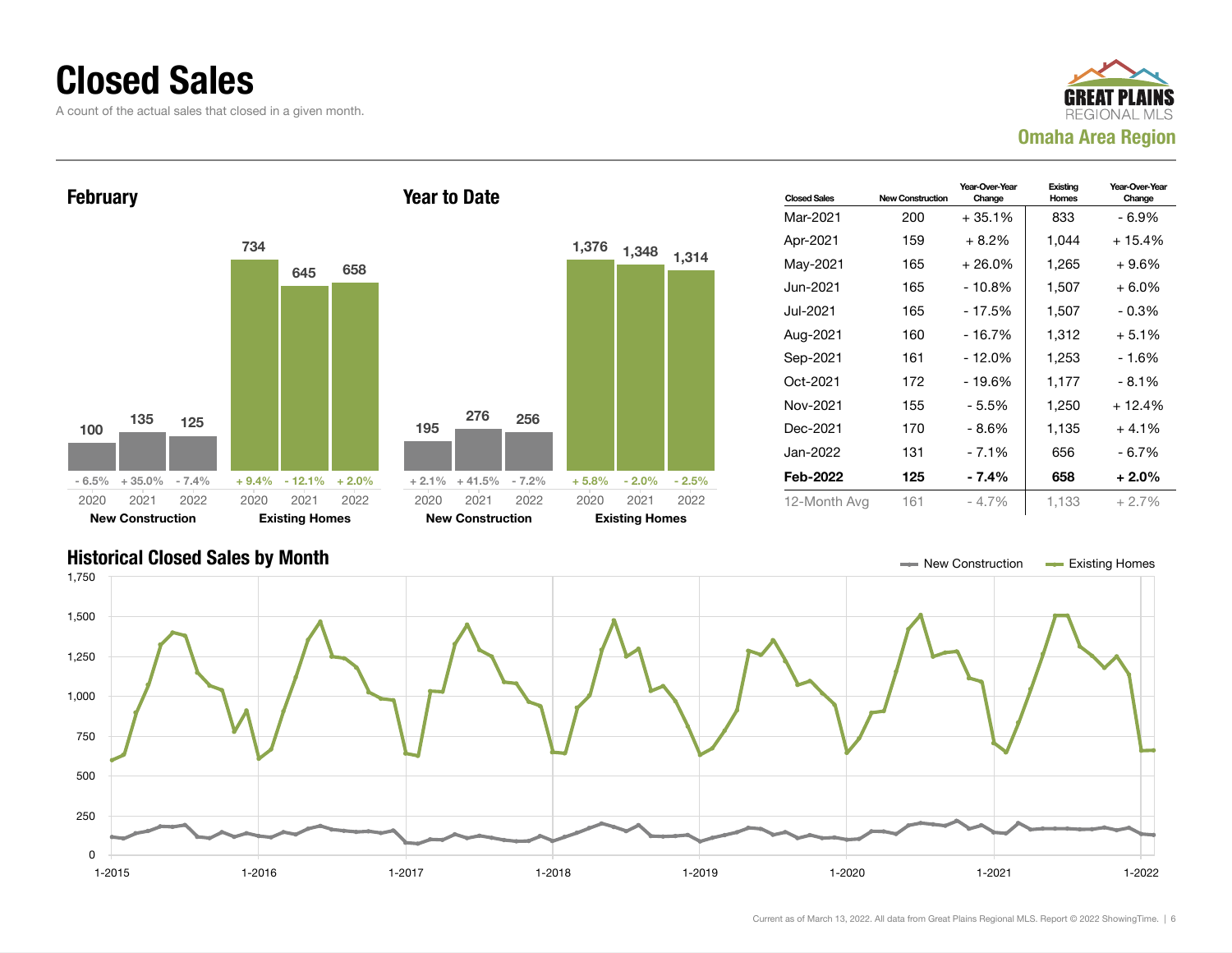# Closed Sales

A count of the actual sales that closed in a given month.

GREAT PLAINS REGIONAL MLS
Omaha Area Region

## February

| | 2020 | 2021 | 2022 |
|---|---|---|---|
| New Construction | 100 | 135 | 125 |
| Change | - 6.5% | + 35.0% | - 7.4% |
| Existing Homes | 734 | 645 | 658 |
| Change | + 9.4% | - 12.1% | + 2.0% |

## Year to Date

| | 2020 | 2021 | 2022 |
|---|---|---|---|
| New Construction | 195 | 276 | 256 |
| Change | + 2.1% | + 41.5% | - 7.2% |
| Existing Homes | 1,376 | 1,348 | 1,314 |
| Change | + 5.8% | - 2.0% | - 2.5% |

| Closed Sales | New Construction | Year-Over-Year Change | Existing Homes | Year-Over-Year Change |
|---|---|---|---|---|
| Mar-2021 | 200 | + 35.1% | 833 | - 6.9% |
| Apr-2021 | 159 | + 8.2% | 1,044 | + 15.4% |
| May-2021 | 165 | + 26.0% | 1,265 | + 9.6% |
| Jun-2021 | 165 | - 10.8% | 1,507 | + 6.0% |
| Jul-2021 | 165 | - 17.5% | 1,507 | - 0.3% |
| Aug-2021 | 160 | - 16.7% | 1,312 | + 5.1% |
| Sep-2021 | 161 | - 12.0% | 1,253 | - 1.6% |
| Oct-2021 | 172 | - 19.6% | 1,177 | - 8.1% |
| Nov-2021 | 155 | - 5.5% | 1,250 | + 12.4% |
| Dec-2021 | 170 | - 8.6% | 1,135 | + 4.1% |
| Jan-2022 | 131 | - 7.1% | 656 | - 6.7% |
| **Feb-2022** | **125** | **- 7.4%** | **658** | **+ 2.0%** |
| 12-Month Avg | 161 | - 4.7% | 1,133 | + 2.7% |

## Historical Closed Sales by Month

New Construction — Existing Homes

Current as of March 13, 2022. All data from Great Plains Regional MLS. Report © 2022 ShowingTime.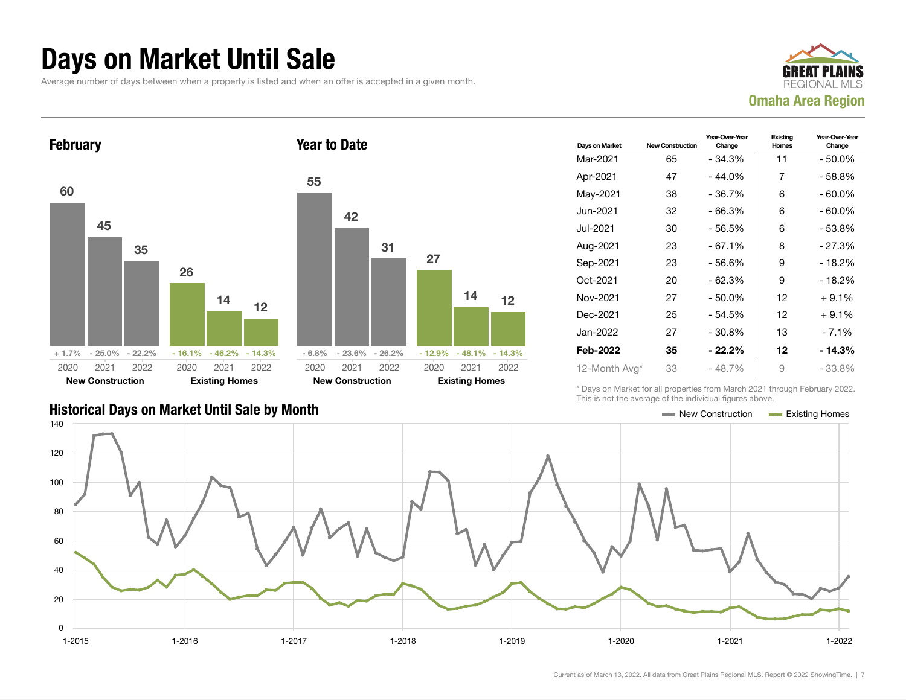# Days on Market Until Sale

Average number of days between when a property is listed and when an offer is accepted in a given month.

**GREAT PLAINS REGIONAL MLS**
**Omaha Area Region**

## February

| | 2020 | 2021 | 2022 |
|---|---|---|---|
| New Construction | 60 | 45 | 35 |
| Change | + 1.7% | - 25.0% | - 22.2% |
| Existing Homes | 26 | 14 | 12 |
| Change | - 16.1% | - 46.2% | - 14.3% |

## Year to Date

| | 2020 | 2021 | 2022 |
|---|---|---|---|
| New Construction | 55 | 42 | 31 |
| Change | - 6.8% | - 23.6% | - 26.2% |
| Existing Homes | 27 | 14 | 12 |
| Change | - 12.9% | - 48.1% | - 14.3% |

| Days on Market | New Construction | Year-Over-Year Change | Existing Homes | Year-Over-Year Change |
|---|---|---|---|---|
| Mar-2021 | 65 | - 34.3% | 11 | - 50.0% |
| Apr-2021 | 47 | - 44.0% | 7 | - 58.8% |
| May-2021 | 38 | - 36.7% | 6 | - 60.0% |
| Jun-2021 | 32 | - 66.3% | 6 | - 60.0% |
| Jul-2021 | 30 | - 56.5% | 6 | - 53.8% |
| Aug-2021 | 23 | - 67.1% | 8 | - 27.3% |
| Sep-2021 | 23 | - 56.6% | 9 | - 18.2% |
| Oct-2021 | 20 | - 62.3% | 9 | - 18.2% |
| Nov-2021 | 27 | - 50.0% | 12 | + 9.1% |
| Dec-2021 | 25 | - 54.5% | 12 | + 9.1% |
| Jan-2022 | 27 | - 30.8% | 13 | - 7.1% |
| **Feb-2022** | **35** | **- 22.2%** | **12** | **- 14.3%** |
| 12-Month Avg* | 33 | - 48.7% | 9 | - 33.8% |

\* Days on Market for all properties from March 2021 through February 2022. This is not the average of the individual figures above.

## Historical Days on Market Until Sale by Month

New Construction — Existing Homes

Current as of March 13, 2022. All data from Great Plains Regional MLS. Report © 2022 ShowingTime.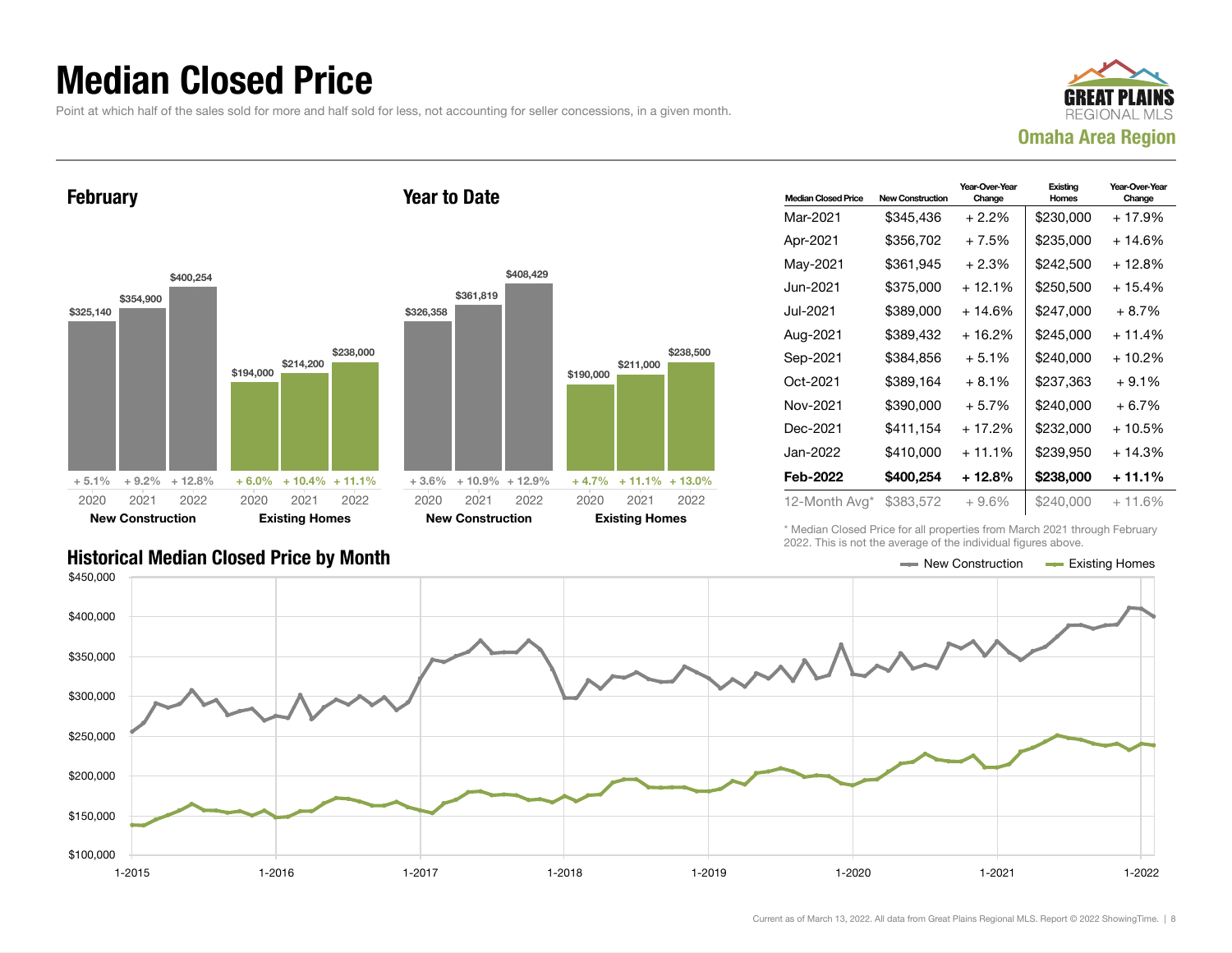# Median Closed Price

Point at which half of the sales sold for more and half sold for less, not accounting for seller concessions, in a given month.

GREAT PLAINS REGIONAL MLS

**Omaha Area Region**

## February

| | 2020 | 2021 | 2022 |
|---|---|---|---|
| New Construction | $325,140 (+ 5.1%) | $354,900 (+ 9.2%) | $400,254 (+ 12.8%) |
| Existing Homes | $194,000 (+ 6.0%) | $214,200 (+ 10.4%) | $238,000 (+ 11.1%) |

## Year to Date

| | 2020 | 2021 | 2022 |
|---|---|---|---|
| New Construction | $326,358 (+ 3.6%) | $361,819 (+ 10.9%) | $408,429 (+ 12.9%) |
| Existing Homes | $190,000 (+ 4.7%) | $211,000 (+ 11.1%) | $238,500 (+ 13.0%) |

| Median Closed Price | New Construction | Year-Over-Year Change | Existing Homes | Year-Over-Year Change |
|---|---|---|---|---|
| Mar-2021 | $345,436 | + 2.2% | $230,000 | + 17.9% |
| Apr-2021 | $356,702 | + 7.5% | $235,000 | + 14.6% |
| May-2021 | $361,945 | + 2.3% | $242,500 | + 12.8% |
| Jun-2021 | $375,000 | + 12.1% | $250,500 | + 15.4% |
| Jul-2021 | $389,000 | + 14.6% | $247,000 | + 8.7% |
| Aug-2021 | $389,432 | + 16.2% | $245,000 | + 11.4% |
| Sep-2021 | $384,856 | + 5.1% | $240,000 | + 10.2% |
| Oct-2021 | $389,164 | + 8.1% | $237,363 | + 9.1% |
| Nov-2021 | $390,000 | + 5.7% | $240,000 | + 6.7% |
| Dec-2021 | $411,154 | + 17.2% | $232,000 | + 10.5% |
| Jan-2022 | $410,000 | + 11.1% | $239,950 | + 14.3% |
| **Feb-2022** | **$400,254** | **+ 12.8%** | **$238,000** | **+ 11.1%** |
| 12-Month Avg* | $383,572 | + 9.6% | $240,000 | + 11.6% |

\* Median Closed Price for all properties from March 2021 through February 2022. This is not the average of the individual figures above.

## Historical Median Closed Price by Month

Legend: New Construction, Existing Homes

Y-axis: $100,000 to $450,000. X-axis: 1-2015, 1-2016, 1-2017, 1-2018, 1-2019, 1-2020, 1-2021, 1-2022.

Current as of March 13, 2022. All data from Great Plains Regional MLS. Report © 2022 ShowingTime.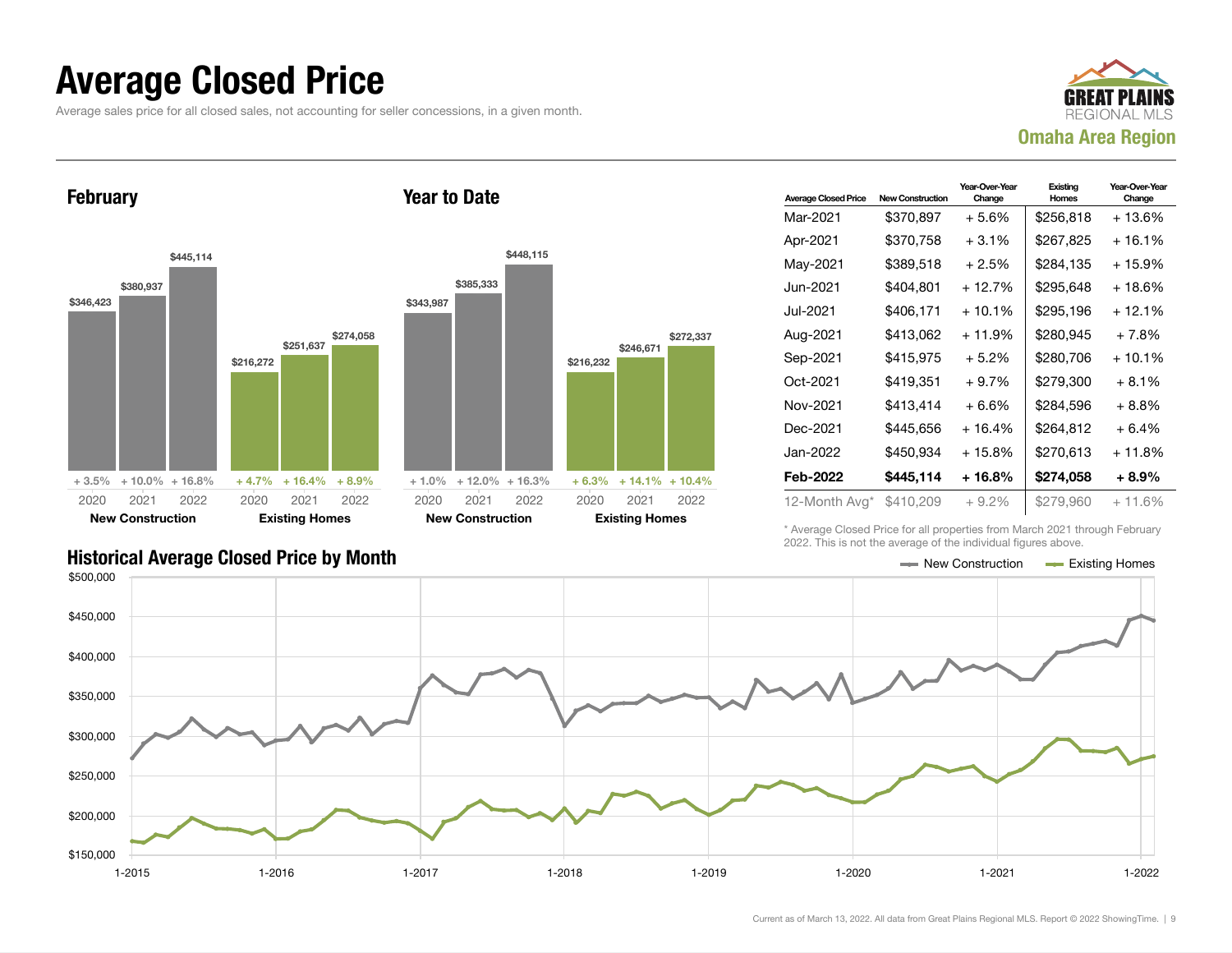# Average Closed Price

Average sales price for all closed sales, not accounting for seller concessions, in a given month.

GREAT PLAINS REGIONAL MLS

**Omaha Area Region**

## February

| | 2020 | 2021 | 2022 |
|---|---|---|---|
| New Construction | $346,423 (+ 3.5%) | $380,937 (+ 10.0%) | $445,114 (+ 16.8%) |
| Existing Homes | $216,272 (+ 4.7%) | $251,637 (+ 16.4%) | $274,058 (+ 8.9%) |

## Year to Date

| | 2020 | 2021 | 2022 |
|---|---|---|---|
| New Construction | $343,987 (+ 1.0%) | $385,333 (+ 12.0%) | $448,115 (+ 16.3%) |
| Existing Homes | $216,232 (+ 6.3%) | $246,671 (+ 14.1%) | $272,337 (+ 10.4%) |

| Average Closed Price | New Construction | Year-Over-Year Change | Existing Homes | Year-Over-Year Change |
|---|---|---|---|---|
| Mar-2021 | $370,897 | + 5.6% | $256,818 | + 13.6% |
| Apr-2021 | $370,758 | + 3.1% | $267,825 | + 16.1% |
| May-2021 | $389,518 | + 2.5% | $284,135 | + 15.9% |
| Jun-2021 | $404,801 | + 12.7% | $295,648 | + 18.6% |
| Jul-2021 | $406,171 | + 10.1% | $295,196 | + 12.1% |
| Aug-2021 | $413,062 | + 11.9% | $280,945 | + 7.8% |
| Sep-2021 | $415,975 | + 5.2% | $280,706 | + 10.1% |
| Oct-2021 | $419,351 | + 9.7% | $279,300 | + 8.1% |
| Nov-2021 | $413,414 | + 6.6% | $284,596 | + 8.8% |
| Dec-2021 | $445,656 | + 16.4% | $264,812 | + 6.4% |
| Jan-2022 | $450,934 | + 15.8% | $270,613 | + 11.8% |
| **Feb-2022** | **$445,114** | **+ 16.8%** | **$274,058** | **+ 8.9%** |
| 12-Month Avg* | $410,209 | + 9.2% | $279,960 | + 11.6% |

\* Average Closed Price for all properties from March 2021 through February 2022. This is not the average of the individual figures above.

## Historical Average Closed Price by Month

Legend: New Construction, Existing Homes

Current as of March 13, 2022. All data from Great Plains Regional MLS. Report © 2022 ShowingTime.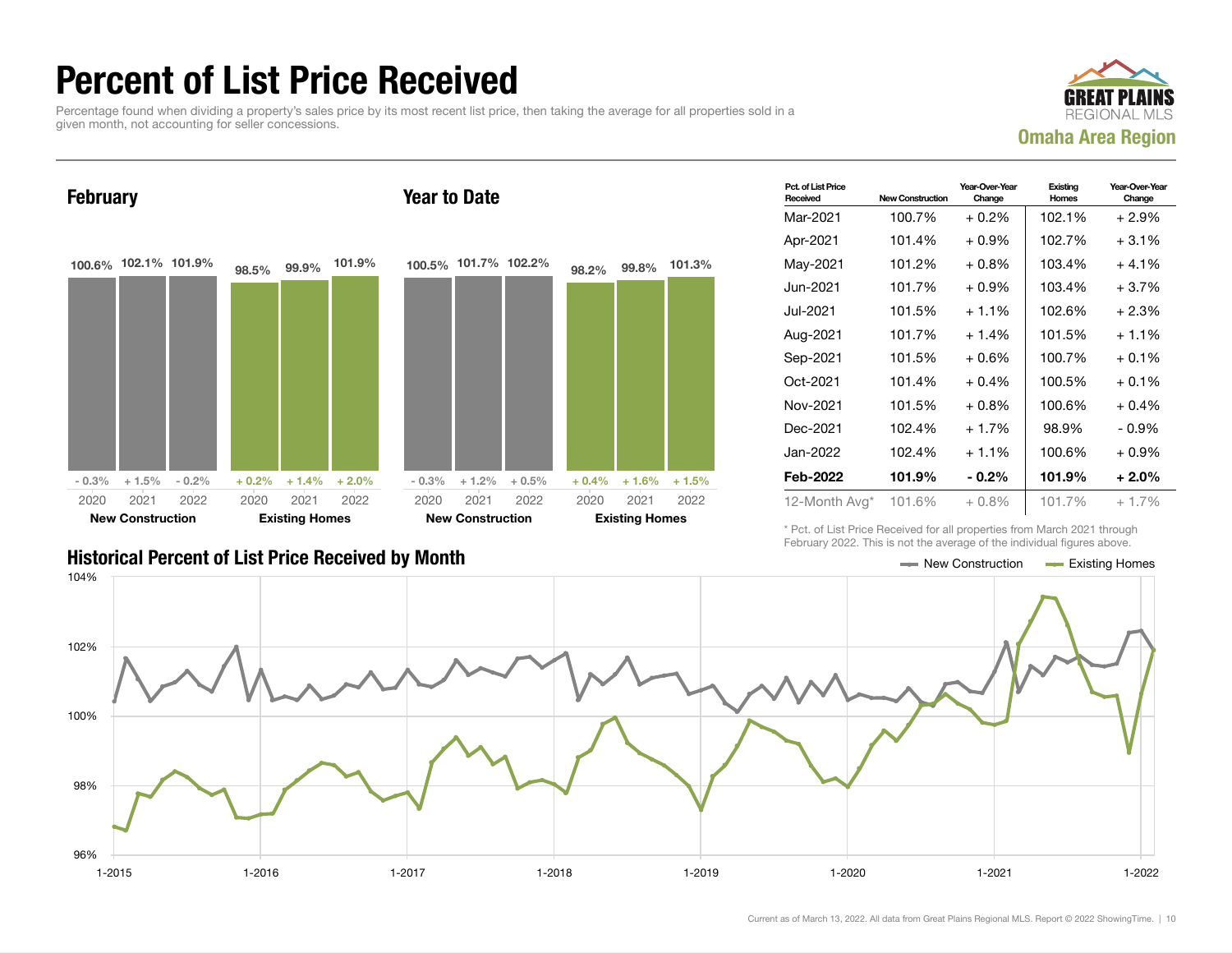# Percent of List Price Received

Percentage found when dividing a property's sales price by its most recent list price, then taking the average for all properties sold in a given month, not accounting for seller concessions.

GREAT PLAINS REGIONAL MLS

**Omaha Area Region**

## February

| | 2020 | 2021 | 2022 |
|---|---|---|---|
| **New Construction** | 100.6% | 102.1% | 101.9% |
| Change | - 0.3% | + 1.5% | - 0.2% |
| **Existing Homes** | 98.5% | 99.9% | 101.9% |
| Change | + 0.2% | + 1.4% | + 2.0% |

## Year to Date

| | 2020 | 2021 | 2022 |
|---|---|---|---|
| **New Construction** | 100.5% | 101.7% | 102.2% |
| Change | - 0.3% | + 1.2% | + 0.5% |
| **Existing Homes** | 98.2% | 99.8% | 101.3% |
| Change | + 0.4% | + 1.6% | + 1.5% |

| Pct. of List Price Received | New Construction | Year-Over-Year Change | Existing Homes | Year-Over-Year Change |
|---|---|---|---|---|
| Mar-2021 | 100.7% | + 0.2% | 102.1% | + 2.9% |
| Apr-2021 | 101.4% | + 0.9% | 102.7% | + 3.1% |
| May-2021 | 101.2% | + 0.8% | 103.4% | + 4.1% |
| Jun-2021 | 101.7% | + 0.9% | 103.4% | + 3.7% |
| Jul-2021 | 101.5% | + 1.1% | 102.6% | + 2.3% |
| Aug-2021 | 101.7% | + 1.4% | 101.5% | + 1.1% |
| Sep-2021 | 101.5% | + 0.6% | 100.7% | + 0.1% |
| Oct-2021 | 101.4% | + 0.4% | 100.5% | + 0.1% |
| Nov-2021 | 101.5% | + 0.8% | 100.6% | + 0.4% |
| Dec-2021 | 102.4% | + 1.7% | 98.9% | - 0.9% |
| Jan-2022 | 102.4% | + 1.1% | 100.6% | + 0.9% |
| **Feb-2022** | **101.9%** | **- 0.2%** | **101.9%** | **+ 2.0%** |
| 12-Month Avg* | 101.6% | + 0.8% | 101.7% | + 1.7% |

\* Pct. of List Price Received for all properties from March 2021 through February 2022. This is not the average of the individual figures above.

## Historical Percent of List Price Received by Month

Legend: New Construction, Existing Homes

Y-axis: 96%, 98%, 100%, 102%, 104%

X-axis: 1-2015, 1-2016, 1-2017, 1-2018, 1-2019, 1-2020, 1-2021, 1-2022

Current as of March 13, 2022. All data from Great Plains Regional MLS. Report © 2022 ShowingTime.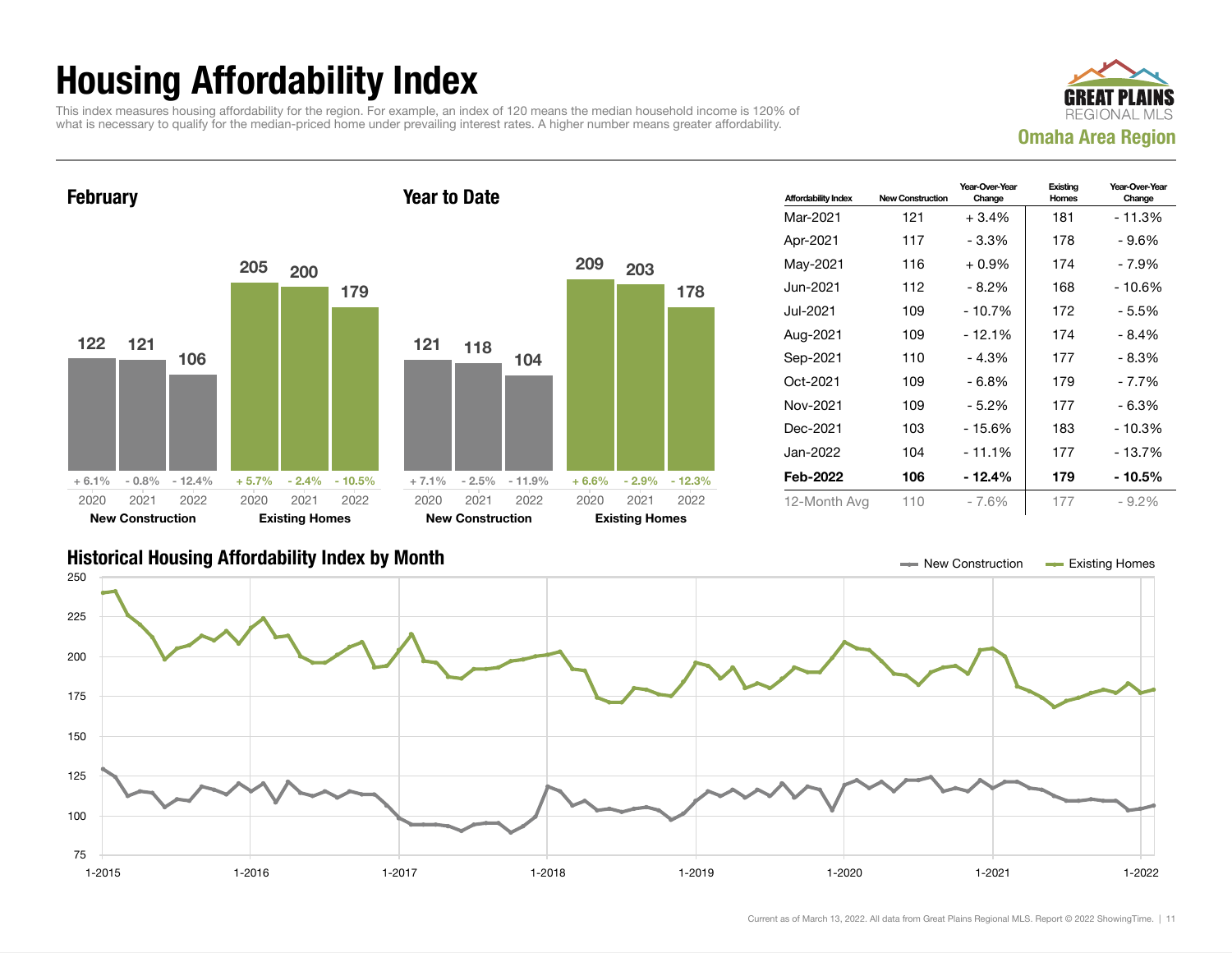# Housing Affordability Index

This index measures housing affordability for the region. For example, an index of 120 means the median household income is 120% of what is necessary to qualify for the median-priced home under prevailing interest rates. A higher number means greater affordability.

**Omaha Area Region**

## February

| | New Construction | | | Existing Homes | | |
|---|---|---|---|---|---|---|
| Year | 2020 | 2021 | 2022 | 2020 | 2021 | 2022 |
| Index | 122 | 121 | 106 | 205 | 200 | 179 |
| Change | + 6.1% | - 0.8% | - 12.4% | + 5.7% | - 2.4% | - 10.5% |

## Year to Date

| | New Construction | | | Existing Homes | | |
|---|---|---|---|---|---|---|
| Year | 2020 | 2021 | 2022 | 2020 | 2021 | 2022 |
| Index | 121 | 118 | 104 | 209 | 203 | 178 |
| Change | + 7.1% | - 2.5% | - 11.9% | + 6.6% | - 2.9% | - 12.3% |

| Affordability Index | New Construction | Year-Over-Year Change | Existing Homes | Year-Over-Year Change |
|---|---|---|---|---|
| Mar-2021 | 121 | + 3.4% | 181 | - 11.3% |
| Apr-2021 | 117 | - 3.3% | 178 | - 9.6% |
| May-2021 | 116 | + 0.9% | 174 | - 7.9% |
| Jun-2021 | 112 | - 8.2% | 168 | - 10.6% |
| Jul-2021 | 109 | - 10.7% | 172 | - 5.5% |
| Aug-2021 | 109 | - 12.1% | 174 | - 8.4% |
| Sep-2021 | 110 | - 4.3% | 177 | - 8.3% |
| Oct-2021 | 109 | - 6.8% | 179 | - 7.7% |
| Nov-2021 | 109 | - 5.2% | 177 | - 6.3% |
| Dec-2021 | 103 | - 15.6% | 183 | - 10.3% |
| Jan-2022 | 104 | - 11.1% | 177 | - 13.7% |
| **Feb-2022** | **106** | **- 12.4%** | **179** | **- 10.5%** |
| 12-Month Avg | 110 | - 7.6% | 177 | - 9.2% |

## Historical Housing Affordability Index by Month

Legend: New Construction, Existing Homes

Y-axis: 75, 100, 125, 150, 175, 200, 225, 250

X-axis: 1-2015, 1-2016, 1-2017, 1-2018, 1-2019, 1-2020, 1-2021, 1-2022

Current as of March 13, 2022. All data from Great Plains Regional MLS. Report © 2022 ShowingTime.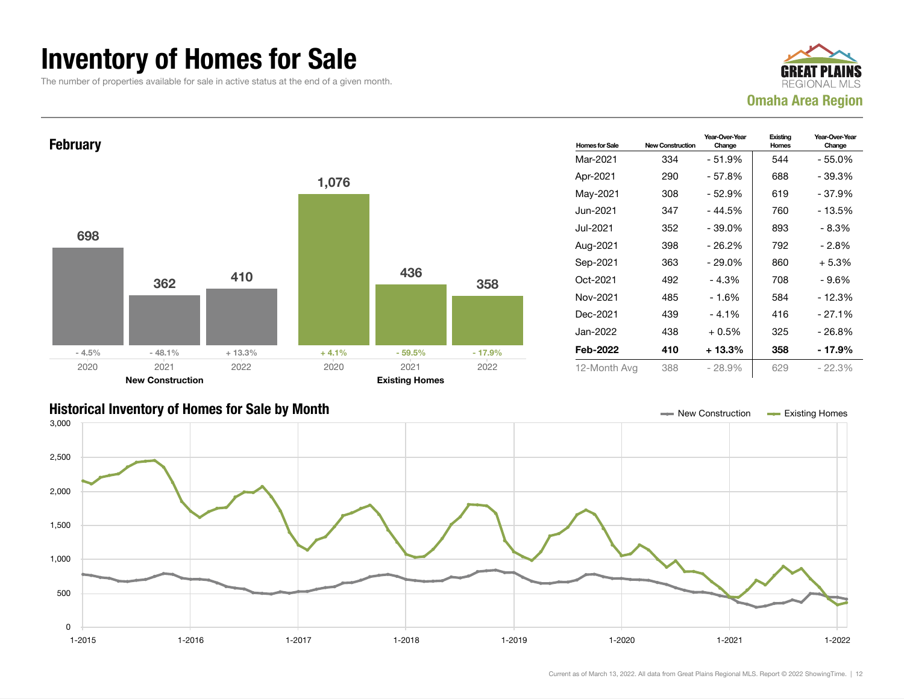# Inventory of Homes for Sale

The number of properties available for sale in active status at the end of a given month.

GREAT PLAINS REGIONAL MLS
Omaha Area Region

## February

| | 2020 | 2021 | 2022 |
|---|---|---|---|
| New Construction | 698 | 362 | 410 |
| Change | - 4.5% | - 48.1% | + 13.3% |
| Existing Homes | 1,076 | 436 | 358 |
| Change | + 4.1% | - 59.5% | - 17.9% |

| Homes for Sale | New Construction | Year-Over-Year Change | Existing Homes | Year-Over-Year Change |
|---|---|---|---|---|
| Mar-2021 | 334 | - 51.9% | 544 | - 55.0% |
| Apr-2021 | 290 | - 57.8% | 688 | - 39.3% |
| May-2021 | 308 | - 52.9% | 619 | - 37.9% |
| Jun-2021 | 347 | - 44.5% | 760 | - 13.5% |
| Jul-2021 | 352 | - 39.0% | 893 | - 8.3% |
| Aug-2021 | 398 | - 26.2% | 792 | - 2.8% |
| Sep-2021 | 363 | - 29.0% | 860 | + 5.3% |
| Oct-2021 | 492 | - 4.3% | 708 | - 9.6% |
| Nov-2021 | 485 | - 1.6% | 584 | - 12.3% |
| Dec-2021 | 439 | - 4.1% | 416 | - 27.1% |
| Jan-2022 | 438 | + 0.5% | 325 | - 26.8% |
| **Feb-2022** | **410** | **+ 13.3%** | **358** | **- 17.9%** |
| 12-Month Avg | 388 | - 28.9% | 629 | - 22.3% |

## Historical Inventory of Homes for Sale by Month

New Construction / Existing Homes

Current as of March 13, 2022. All data from Great Plains Regional MLS. Report © 2022 ShowingTime.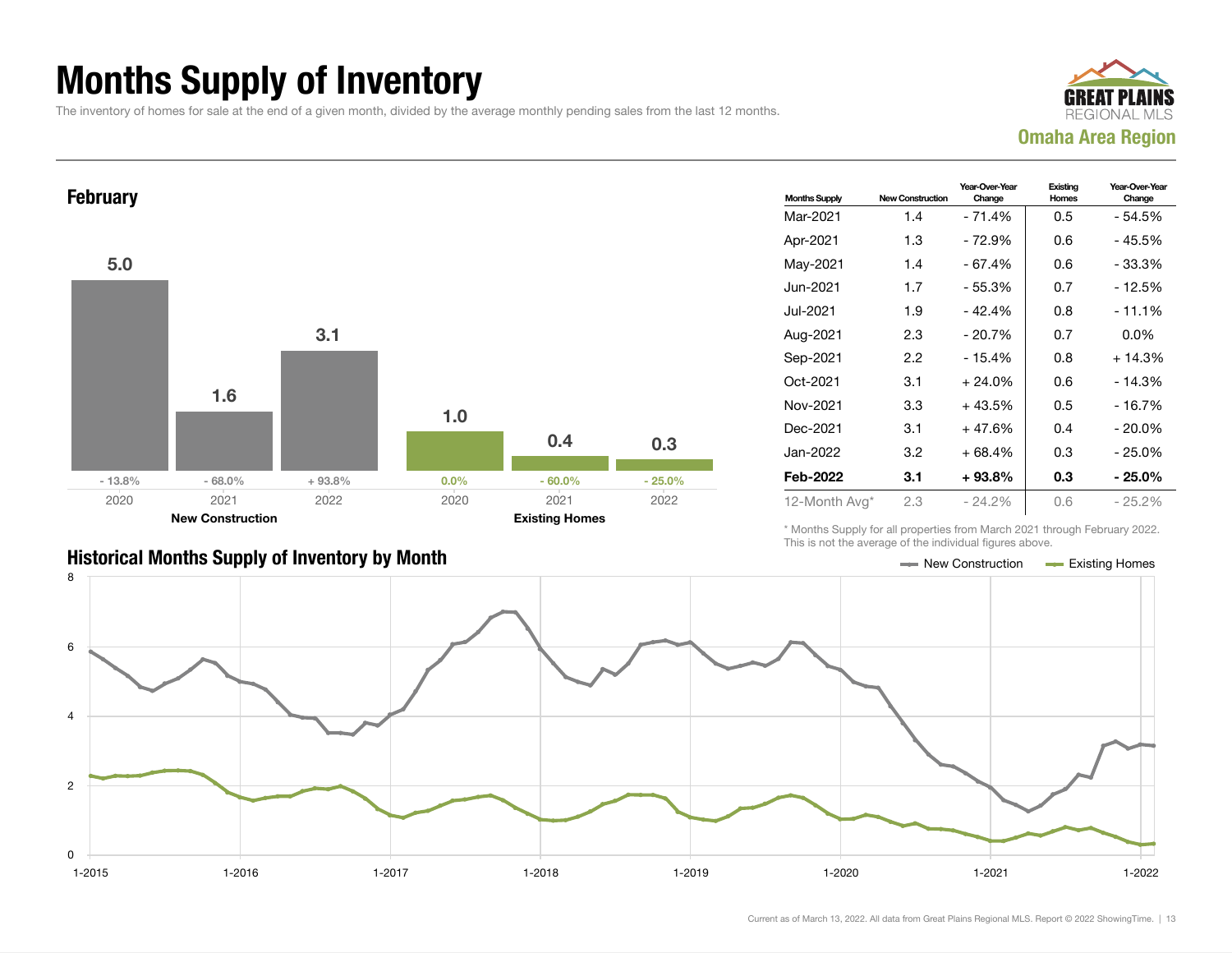# Months Supply of Inventory

The inventory of homes for sale at the end of a given month, divided by the average monthly pending sales from the last 12 months.

**GREAT PLAINS REGIONAL MLS**
**Omaha Area Region**

## February

| | 2020 | 2021 | 2022 |
|---|---|---|---|
| New Construction | 5.0 | 1.6 | 3.1 |
| Change | - 13.8% | - 68.0% | + 93.8% |
| Existing Homes | 1.0 | 0.4 | 0.3 |
| Change | 0.0% | - 60.0% | - 25.0% |

| Months Supply | New Construction | Year-Over-Year Change | Existing Homes | Year-Over-Year Change |
|---|---|---|---|---|
| Mar-2021 | 1.4 | - 71.4% | 0.5 | - 54.5% |
| Apr-2021 | 1.3 | - 72.9% | 0.6 | - 45.5% |
| May-2021 | 1.4 | - 67.4% | 0.6 | - 33.3% |
| Jun-2021 | 1.7 | - 55.3% | 0.7 | - 12.5% |
| Jul-2021 | 1.9 | - 42.4% | 0.8 | - 11.1% |
| Aug-2021 | 2.3 | - 20.7% | 0.7 | 0.0% |
| Sep-2021 | 2.2 | - 15.4% | 0.8 | + 14.3% |
| Oct-2021 | 3.1 | + 24.0% | 0.6 | - 14.3% |
| Nov-2021 | 3.3 | + 43.5% | 0.5 | - 16.7% |
| Dec-2021 | 3.1 | + 47.6% | 0.4 | - 20.0% |
| Jan-2022 | 3.2 | + 68.4% | 0.3 | - 25.0% |
| **Feb-2022** | **3.1** | **+ 93.8%** | **0.3** | **- 25.0%** |
| 12-Month Avg* | 2.3 | - 24.2% | 0.6 | - 25.2% |

\* Months Supply for all properties from March 2021 through February 2022. This is not the average of the individual figures above.

## Historical Months Supply of Inventory by Month

New Construction — Existing Homes

Current as of March 13, 2022. All data from Great Plains Regional MLS. Report © 2022 ShowingTime.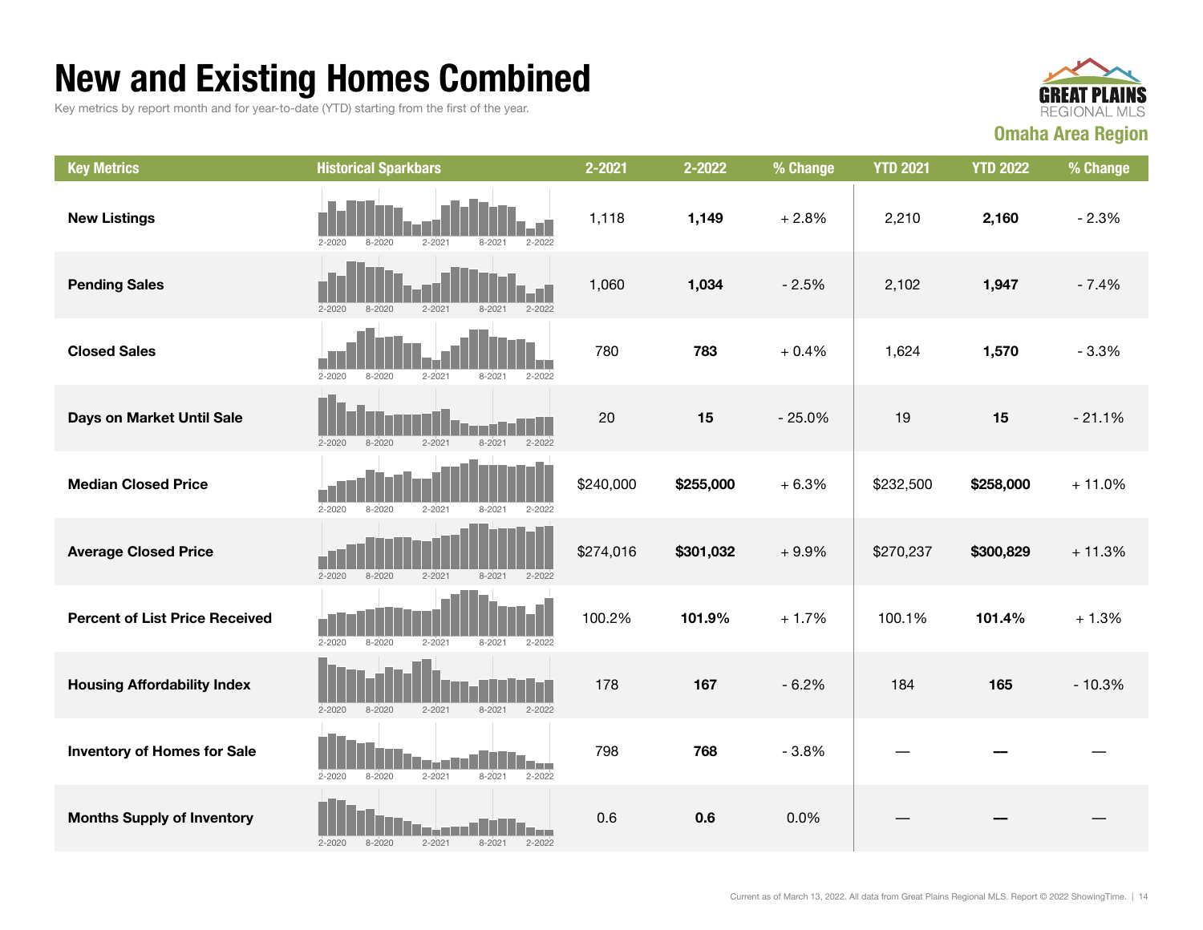# New and Existing Homes Combined

Key metrics by report month and for year-to-date (YTD) starting from the first of the year.

GREAT PLAINS REGIONAL MLS

**Omaha Area Region**

| Key Metrics | Historical Sparkbars | 2-2021 | 2-2022 | % Change | YTD 2021 | YTD 2022 | % Change |
|---|---|---|---|---|---|---|---|
| **New Listings** | 2-2020 8-2020 2-2021 8-2021 2-2022 | 1,118 | **1,149** | + 2.8% | 2,210 | **2,160** | - 2.3% |
| **Pending Sales** | 2-2020 8-2020 2-2021 8-2021 2-2022 | 1,060 | **1,034** | - 2.5% | 2,102 | **1,947** | - 7.4% |
| **Closed Sales** | 2-2020 8-2020 2-2021 8-2021 2-2022 | 780 | **783** | + 0.4% | 1,624 | **1,570** | - 3.3% |
| **Days on Market Until Sale** | 2-2020 8-2020 2-2021 8-2021 2-2022 | 20 | **15** | - 25.0% | 19 | **15** | - 21.1% |
| **Median Closed Price** | 2-2020 8-2020 2-2021 8-2021 2-2022 | $240,000 | **$255,000** | + 6.3% | $232,500 | **$258,000** | + 11.0% |
| **Average Closed Price** | 2-2020 8-2020 2-2021 8-2021 2-2022 | $274,016 | **$301,032** | + 9.9% | $270,237 | **$300,829** | + 11.3% |
| **Percent of List Price Received** | 2-2020 8-2020 2-2021 8-2021 2-2022 | 100.2% | **101.9%** | + 1.7% | 100.1% | **101.4%** | + 1.3% |
| **Housing Affordability Index** | 2-2020 8-2020 2-2021 8-2021 2-2022 | 178 | **167** | - 6.2% | 184 | **165** | - 10.3% |
| **Inventory of Homes for Sale** | 2-2020 8-2020 2-2021 8-2021 2-2022 | 798 | **768** | - 3.8% | — | **—** | — |
| **Months Supply of Inventory** | 2-2020 8-2020 2-2021 8-2021 2-2022 | 0.6 | **0.6** | 0.0% | — | **—** | — |

Current as of March 13, 2022. All data from Great Plains Regional MLS. Report © 2022 ShowingTime.